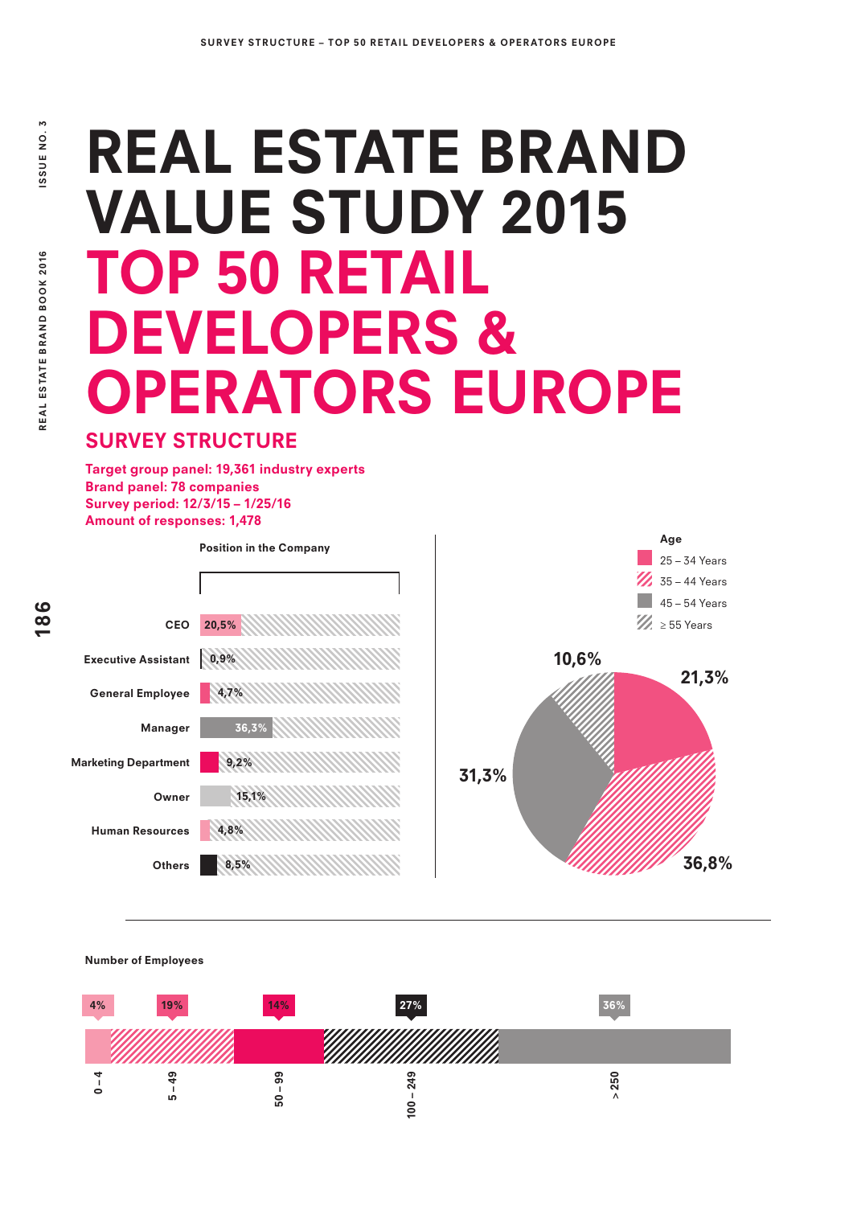# REAL ESTATE BRAND VALUE STUDY 2015

# TOP 50 RETAIL DEVELOPERS & OPERATORS EUROPE

## SURVEY STRUCTURE

**Target group panel: 19,361 industry experts**
**Brand panel: 78 companies**
**Survey period: 12/3/15 – 1/25/16**
**Amount of responses: 1,478**

**Position in the Company**

| Position | Share |
|---|---|
| CEO | 20,5% |
| Executive Assistant | 0,9% |
| General Employee | 4,7% |
| Manager | 36,3% |
| Marketing Department | 9,2% |
| Owner | 15,1% |
| Human Resources | 4,8% |
| Others | 8,5% |

**Age**

| Age | Share |
|---|---|
| 25 – 34 Years | 21,3% |
| 35 – 44 Years | 36,8% |
| 45 – 54 Years | 31,3% |
| ≥ 55 Years | 10,6% |

**Number of Employees**

| Number of Employees | Share |
|---|---|
| 0 – 4 | 4% |
| 5 – 49 | 19% |
| 50 – 99 | 14% |
| 100 – 249 | 27% |
| > 250 | 36% |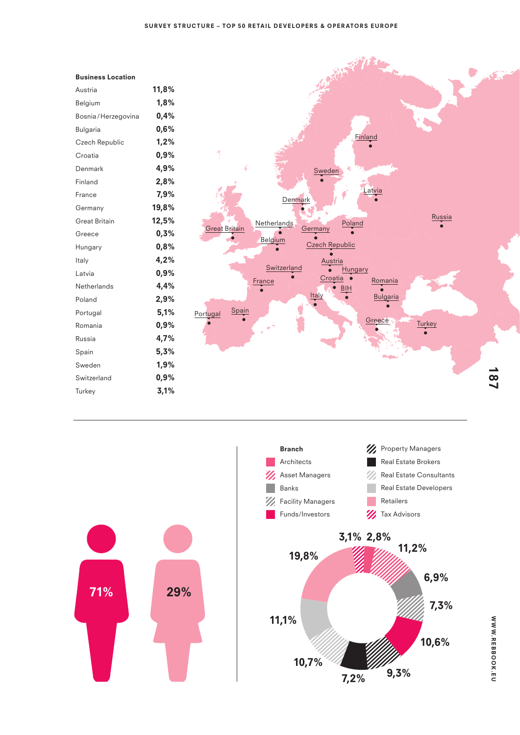## Business Location

| Country | Share |
|---|---|
| Austria | 11,8% |
| Belgium | 1,8% |
| Bosnia / Herzegovina | 0,4% |
| Bulgaria | 0,6% |
| Czech Republic | 1,2% |
| Croatia | 0,9% |
| Denmark | 4,9% |
| Finland | 2,8% |
| France | 7,9% |
| Germany | 19,8% |
| Great Britain | 12,5% |
| Greece | 0,3% |
| Hungary | 0,8% |
| Italy | 4,2% |
| Latvia | 0,9% |
| Netherlands | 4,4% |
| Poland | 2,9% |
| Portugal | 5,1% |
| Romania | 0,9% |
| Russia | 4,7% |
| Spain | 5,3% |
| Sweden | 1,9% |
| Switzerland | 0,9% |
| Turkey | 3,1% |

71% 29%

## Branch

- Architects
- Asset Managers
- Banks
- Facility Managers
- Funds/Investors
- Property Managers
- Real Estate Brokers
- Real Estate Consultants
- Real Estate Developers
- Retailers
- Tax Advisors

3,1% 2,8% 11,2% 6,9% 7,3% 10,6% 9,3% 7,2% 10,7% 11,1% 19,8%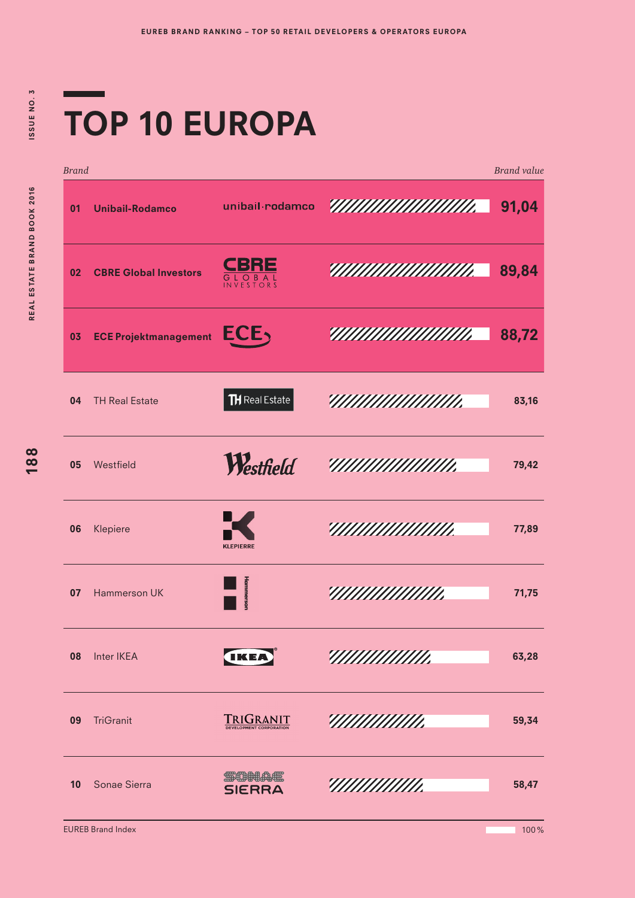EUREB BRAND RANKING – TOP 50 RETAIL DEVELOPERS & OPERATORS EUROPA

# TOP 10 EUROPA

| | *Brand* | *Brand value* |
|---|---|---|
| **01** | **Unibail-Rodamco** | **91,04** |
| **02** | **CBRE Global Investors** | **89,84** |
| **03** | **ECE Projektmanagement** | **88,72** |
| **04** | TH Real Estate | **83,16** |
| **05** | Westfield | **79,42** |
| **06** | Klepiere | **77,89** |
| **07** | Hammerson UK | **71,75** |
| **08** | Inter IKEA | **63,28** |
| **09** | TriGranit | **59,34** |
| **10** | Sonae Sierra | **58,47** |

EUREB Brand Index — 100 %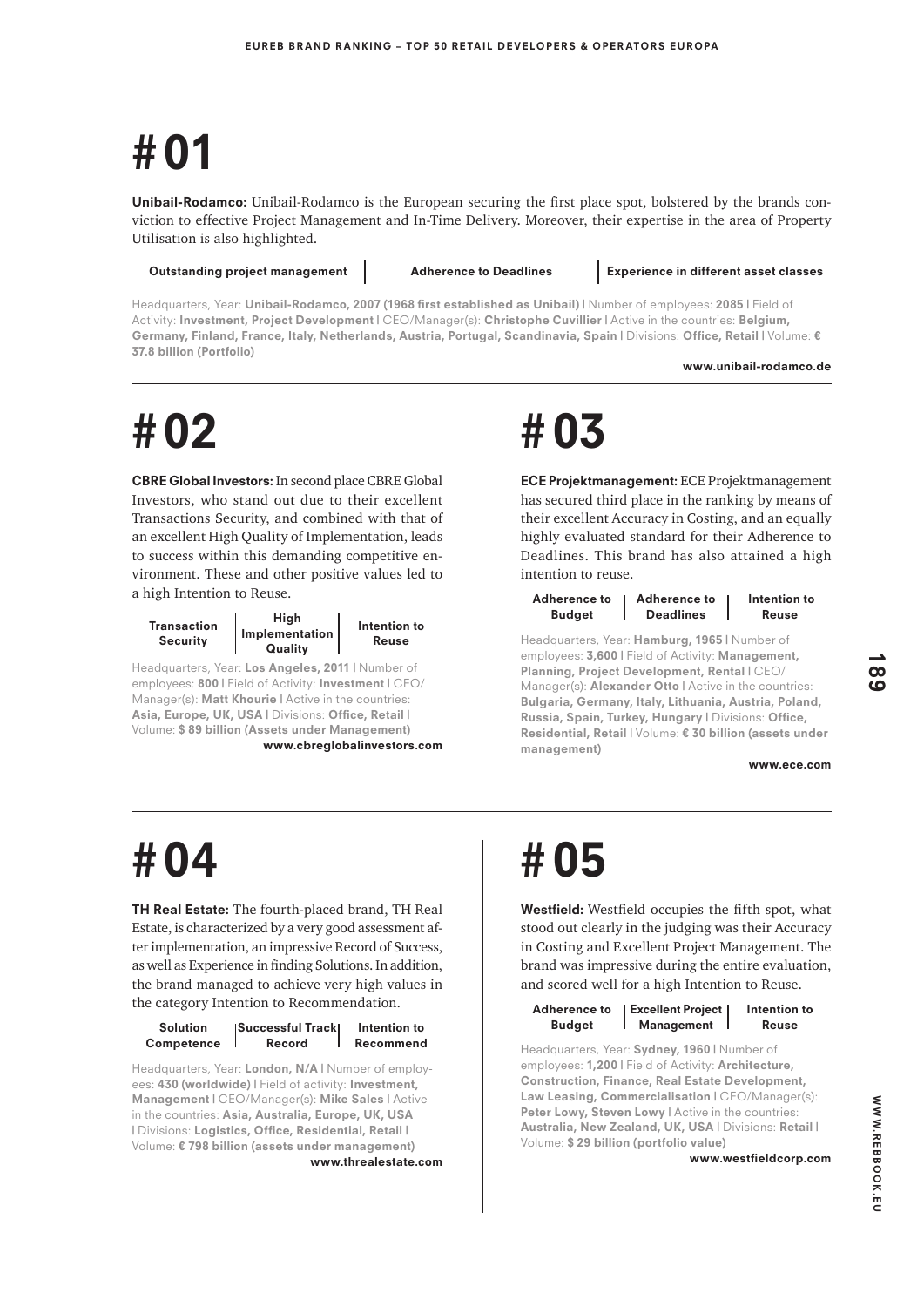# # 01

**Unibail-Rodamco:** Unibail-Rodamco is the European securing the first place spot, bolstered by the brands conviction to effective Project Management and In-Time Delivery. Moreover, their expertise in the area of Property Utilisation is also highlighted.

**Outstanding project management** | **Adherence to Deadlines** | **Experience in different asset classes**

Headquarters, Year: **Unibail-Rodamco, 2007 (1968 first established as Unibail)** | Number of employees: **2085** | Field of Activity: **Investment, Project Development** | CEO/Manager(s): **Christophe Cuvillier** | Active in the countries: **Belgium, Germany, Finland, France, Italy, Netherlands, Austria, Portugal, Scandinavia, Spain** | Divisions: **Office, Retail** | Volume: **€ 37.8 billion (Portfolio)**

**www.unibail-rodamco.de**

# # 02

**CBRE Global Investors:** In second place CBRE Global Investors, who stand out due to their excellent Transactions Security, and combined with that of an excellent High Quality of Implementation, leads to success within this demanding competitive environment. These and other positive values led to a high Intention to Reuse.

**Transaction Security** | **High Implementation Quality** | **Intention to Reuse**

Headquarters, Year: **Los Angeles, 2011** | Number of employees: **800** | Field of Activity: **Investment** | CEO/Manager(s): **Matt Khourie** | Active in the countries: **Asia, Europe, UK, USA** | Divisions: **Office, Retail** | Volume: **$ 89 billion (Assets under Management)**

**www.cbreglobalinvestors.com**

# # 03

**ECE Projektmanagement:** ECE Projektmanagement has secured third place in the ranking by means of their excellent Accuracy in Costing, and an equally highly evaluated standard for their Adherence to Deadlines. This brand has also attained a high intention to reuse.

**Adherence to Budget** | **Adherence to Deadlines** | **Intention to Reuse**

Headquarters, Year: **Hamburg, 1965** | Number of employees: **3,600** | Field of Activity: **Management, Planning, Project Development, Rental** | CEO/Manager(s): **Alexander Otto** | Active in the countries: **Bulgaria, Germany, Italy, Lithuania, Austria, Poland, Russia, Spain, Turkey, Hungary** | Divisions: **Office, Residential, Retail** | Volume: **€ 30 billion (assets under management)**

**www.ece.com**

# # 04

**TH Real Estate:** The fourth-placed brand, TH Real Estate, is characterized by a very good assessment after implementation, an impressive Record of Success, as well as Experience in finding Solutions. In addition, the brand managed to achieve very high values in the category Intention to Recommendation.

**Solution Competence** | **Successful Track Record** | **Intention to Recommend**

Headquarters, Year: **London, N/A** | Number of employees: **430 (worldwide)** | Field of activity: **Investment, Management** | CEO/Manager(s): **Mike Sales** | Active in the countries: **Asia, Australia, Europe, UK, USA** | Divisions: **Logistics, Office, Residential, Retail** | Volume: **€ 798 billion (assets under management)**

**www.threalestate.com**

# # 05

**Westfield:** Westfield occupies the fifth spot, what stood out clearly in the judging was their Accuracy in Costing and Excellent Project Management. The brand was impressive during the entire evaluation, and scored well for a high Intention to Reuse.

**Adherence to Budget** | **Excellent Project Management** | **Intention to Reuse**

Headquarters, Year: **Sydney, 1960** | Number of employees: **1,200** | Field of Activity: **Architecture, Construction, Finance, Real Estate Development, Law Leasing, Commercialisation** | CEO/Manager(s): **Peter Lowy, Steven Lowy** | Active in the countries: **Australia, New Zealand, UK, USA** | Divisions: **Retail** | Volume: **$ 29 billion (portfolio value)**

**www.westfieldcorp.com**